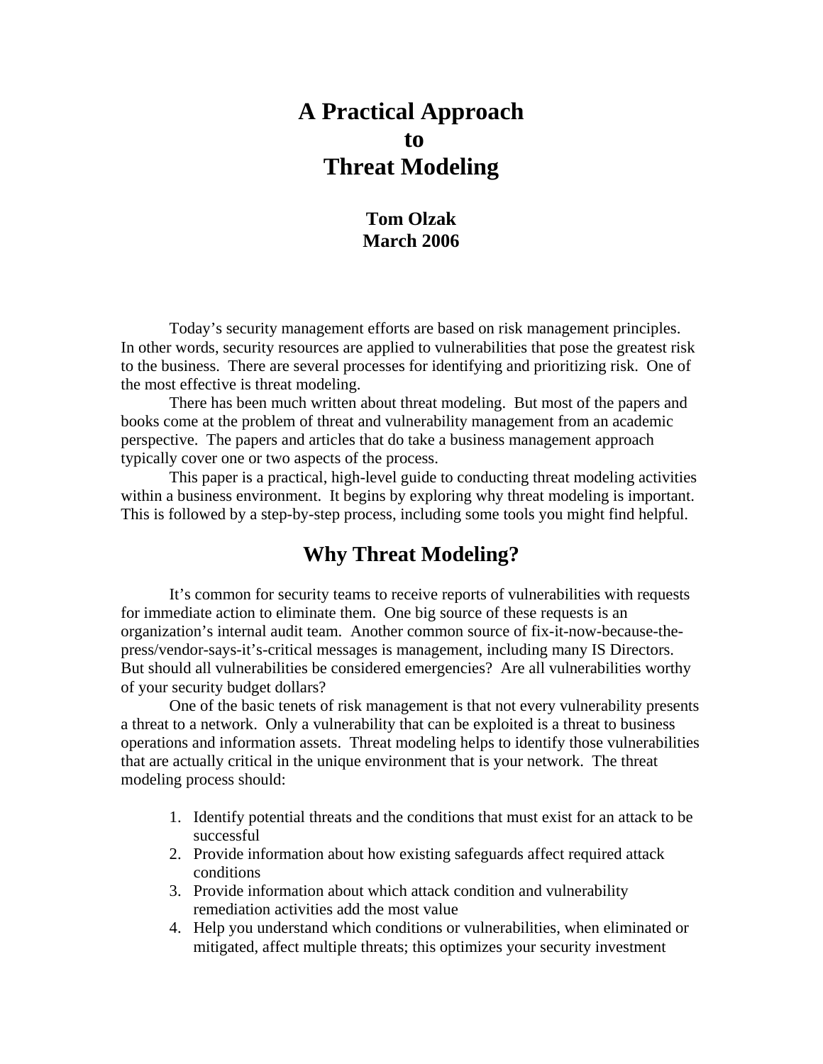# A Practical Approach to Threat Modeling

**Tom Olzak**
**March 2006**

Today's security management efforts are based on risk management principles. In other words, security resources are applied to vulnerabilities that pose the greatest risk to the business. There are several processes for identifying and prioritizing risk. One of the most effective is threat modeling.

There has been much written about threat modeling. But most of the papers and books come at the problem of threat and vulnerability management from an academic perspective. The papers and articles that do take a business management approach typically cover one or two aspects of the process.

This paper is a practical, high-level guide to conducting threat modeling activities within a business environment. It begins by exploring why threat modeling is important. This is followed by a step-by-step process, including some tools you might find helpful.

## Why Threat Modeling?

It's common for security teams to receive reports of vulnerabilities with requests for immediate action to eliminate them. One big source of these requests is an organization's internal audit team. Another common source of fix-it-now-because-the-press/vendor-says-it's-critical messages is management, including many IS Directors. But should all vulnerabilities be considered emergencies? Are all vulnerabilities worthy of your security budget dollars?

One of the basic tenets of risk management is that not every vulnerability presents a threat to a network. Only a vulnerability that can be exploited is a threat to business operations and information assets. Threat modeling helps to identify those vulnerabilities that are actually critical in the unique environment that is your network. The threat modeling process should:

1. Identify potential threats and the conditions that must exist for an attack to be successful
2. Provide information about how existing safeguards affect required attack conditions
3. Provide information about which attack condition and vulnerability remediation activities add the most value
4. Help you understand which conditions or vulnerabilities, when eliminated or mitigated, affect multiple threats; this optimizes your security investment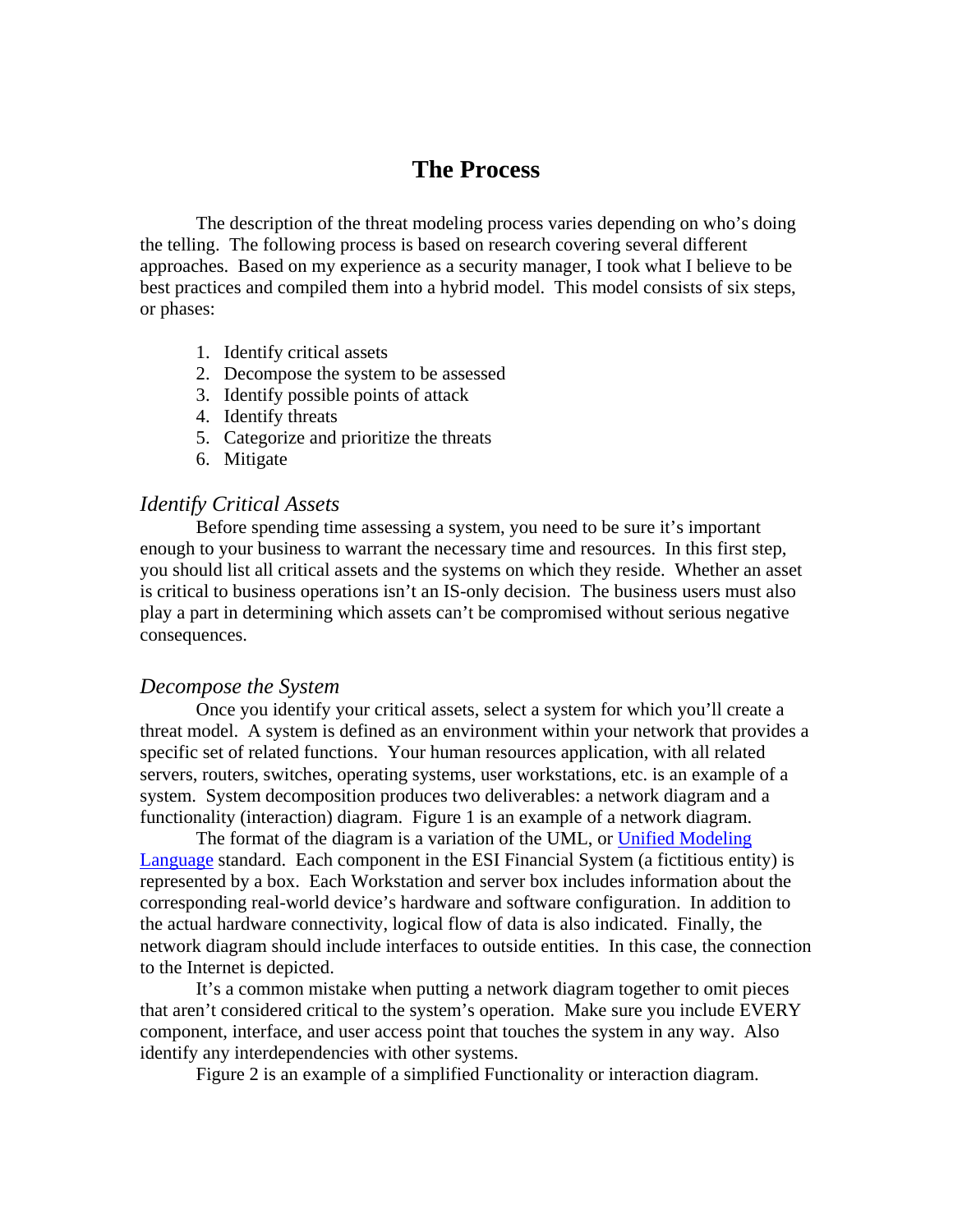# The Process

The description of the threat modeling process varies depending on who's doing the telling. The following process is based on research covering several different approaches. Based on my experience as a security manager, I took what I believe to be best practices and compiled them into a hybrid model. This model consists of six steps, or phases:

1. Identify critical assets
2. Decompose the system to be assessed
3. Identify possible points of attack
4. Identify threats
5. Categorize and prioritize the threats
6. Mitigate

## *Identify Critical Assets*

Before spending time assessing a system, you need to be sure it's important enough to your business to warrant the necessary time and resources. In this first step, you should list all critical assets and the systems on which they reside. Whether an asset is critical to business operations isn't an IS-only decision. The business users must also play a part in determining which assets can't be compromised without serious negative consequences.

## *Decompose the System*

Once you identify your critical assets, select a system for which you'll create a threat model. A system is defined as an environment within your network that provides a specific set of related functions. Your human resources application, with all related servers, routers, switches, operating systems, user workstations, etc. is an example of a system. System decomposition produces two deliverables: a network diagram and a functionality (interaction) diagram. Figure 1 is an example of a network diagram.

The format of the diagram is a variation of the UML, or [Unified Modeling Language] standard. Each component in the ESI Financial System (a fictitious entity) is represented by a box. Each Workstation and server box includes information about the corresponding real-world device's hardware and software configuration. In addition to the actual hardware connectivity, logical flow of data is also indicated. Finally, the network diagram should include interfaces to outside entities. In this case, the connection to the Internet is depicted.

It's a common mistake when putting a network diagram together to omit pieces that aren't considered critical to the system's operation. Make sure you include EVERY component, interface, and user access point that touches the system in any way. Also identify any interdependencies with other systems.

Figure 2 is an example of a simplified Functionality or interaction diagram.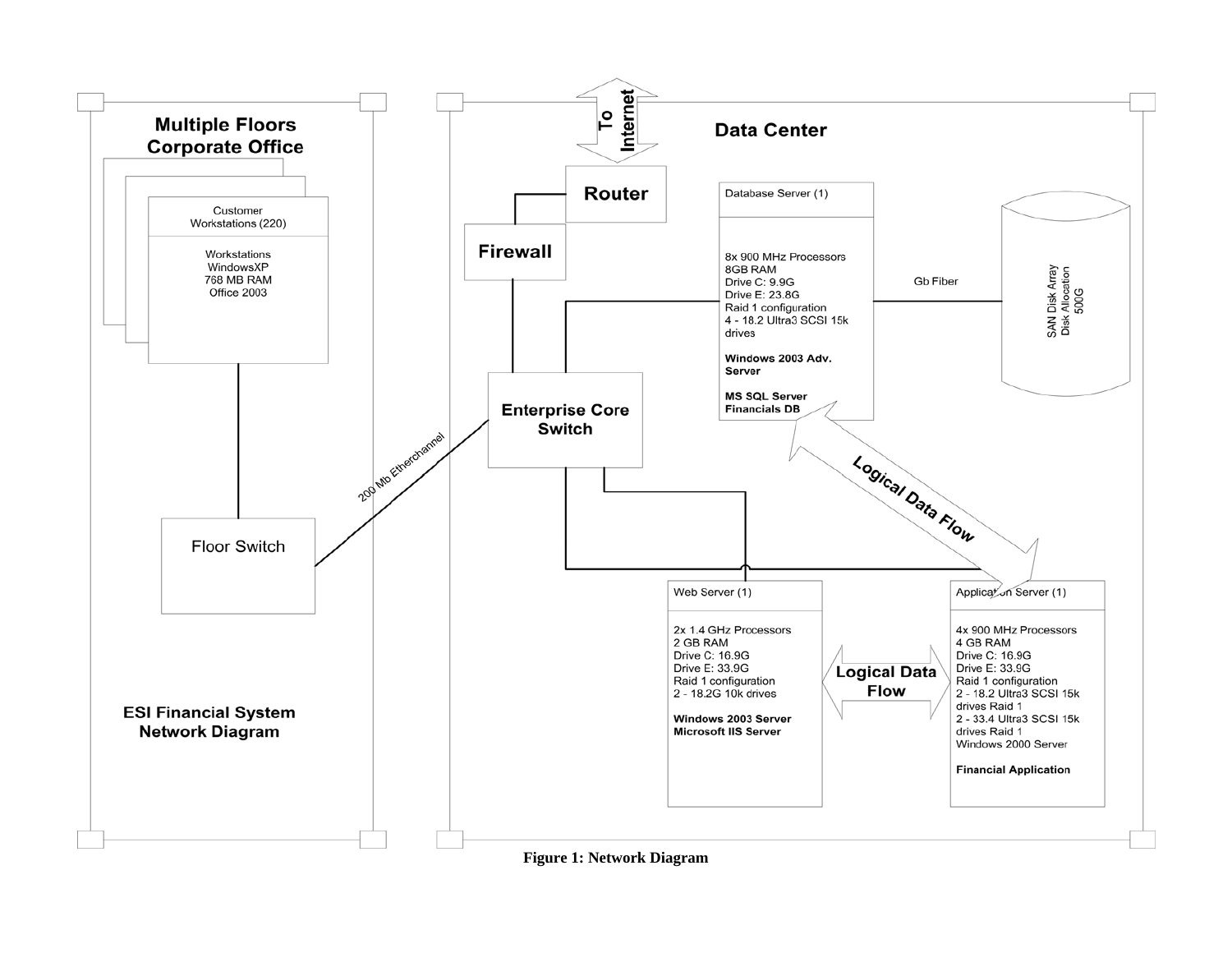**Multiple Floors Corporate Office**

Customer Workstations (220)

Workstations
WindowsXP
768 MB RAM
Office 2003

Floor Switch

200 Mb Etherchannel

**ESI Financial System Network Diagram**

**To Internet**

**Data Center**

**Router**

**Firewall**

**Enterprise Core Switch**

Database Server (1)

8x 900 MHz Processors
8GB RAM
Drive C: 9.9G
Drive E: 23.8G
Raid 1 configuration
4 - 18.2 Ultra3 SCSI 15k drives

**Windows 2003 Adv. Server**

**MS SQL Server Financials DB**

Gb Fiber

SAN Disk Array
Disk Allocation
500G

**Logical Data Flow**

Web Server (1)

2x 1.4 GHz Processors
2 GB RAM
Drive C: 16.9G
Drive E: 33.9G
Raid 1 configuration
2 - 18.2G 10k drives

**Windows 2003 Server**
**Microsoft IIS Server**

**Logical Data Flow**

Application Server (1)

4x 900 MHz Processors
4 GB RAM
Drive C: 16.9G
Drive E: 33.9G
Raid 1 configuration
2 - 18.2 Ultra3 SCSI 15k drives Raid 1
2 - 33.4 Ultra3 SCSI 15k drives Raid 1
Windows 2000 Server

**Financial Application**

**Figure 1: Network Diagram**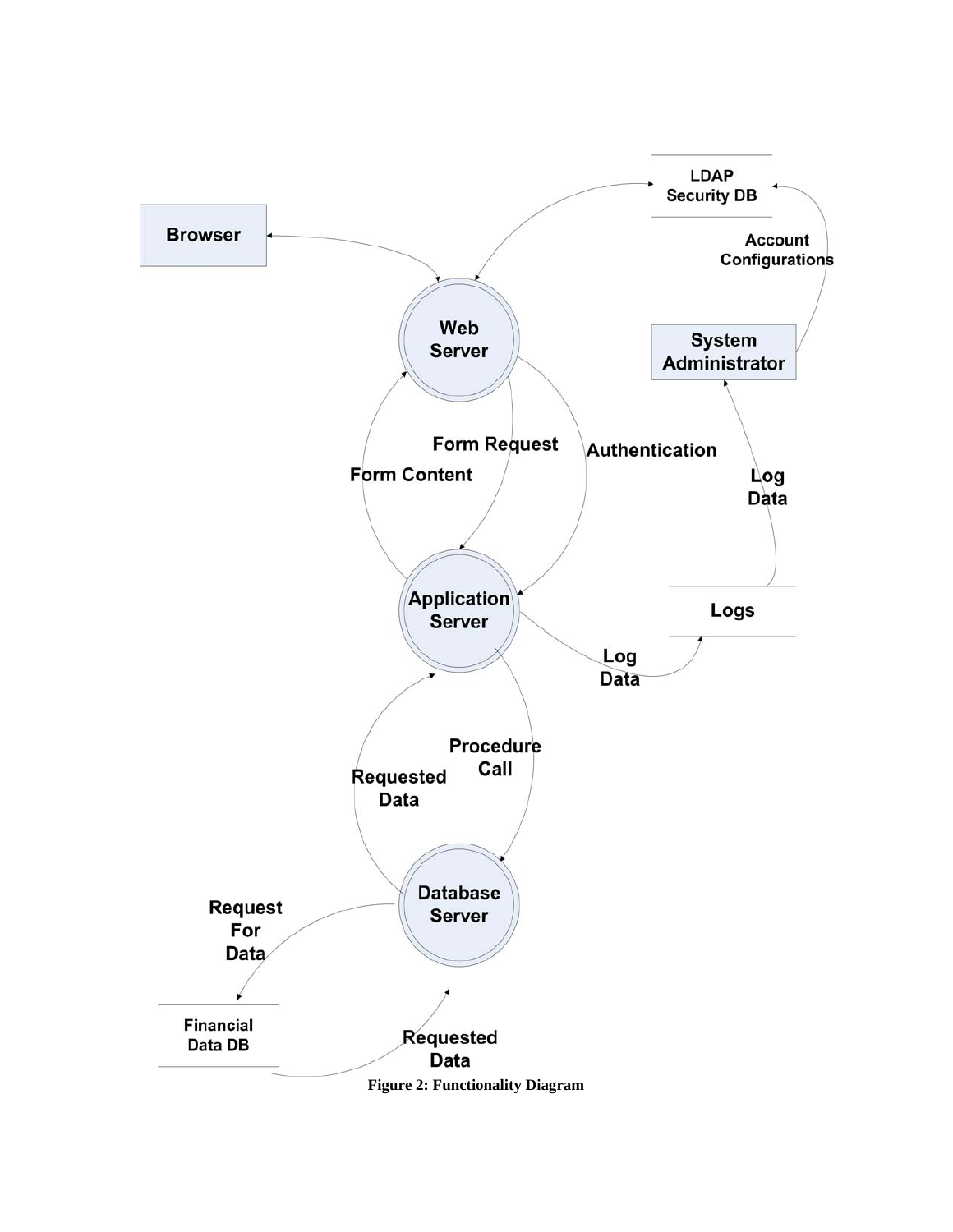**Figure 2: Functionality Diagram**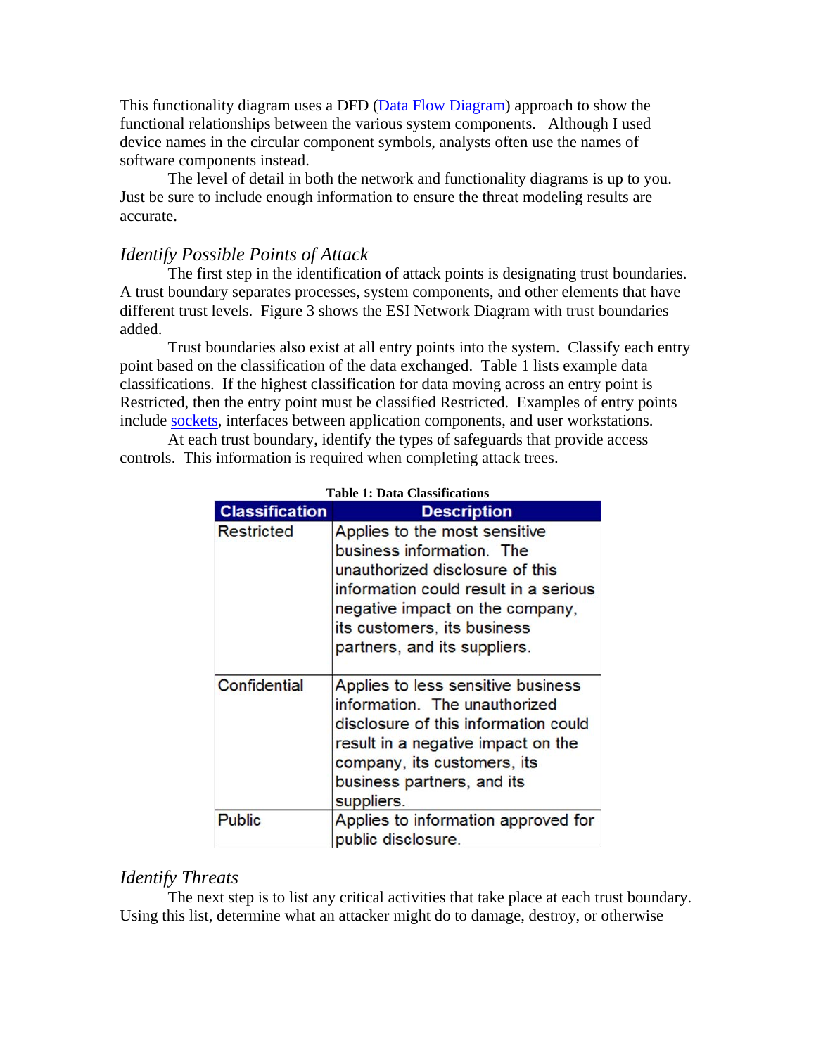This functionality diagram uses a DFD ([Data Flow Diagram]) approach to show the functional relationships between the various system components. Although I used device names in the circular component symbols, analysts often use the names of software components instead.

The level of detail in both the network and functionality diagrams is up to you. Just be sure to include enough information to ensure the threat modeling results are accurate.

### *Identify Possible Points of Attack*

The first step in the identification of attack points is designating trust boundaries. A trust boundary separates processes, system components, and other elements that have different trust levels. Figure 3 shows the ESI Network Diagram with trust boundaries added.

Trust boundaries also exist at all entry points into the system. Classify each entry point based on the classification of the data exchanged. Table 1 lists example data classifications. If the highest classification for data moving across an entry point is Restricted, then the entry point must be classified Restricted. Examples of entry points include [sockets], interfaces between application components, and user workstations.

At each trust boundary, identify the types of safeguards that provide access controls. This information is required when completing attack trees.

**Table 1: Data Classifications**

| Classification | Description |
|---|---|
| Restricted | Applies to the most sensitive business information. The unauthorized disclosure of this information could result in a serious negative impact on the company, its customers, its business partners, and its suppliers. |
| Confidential | Applies to less sensitive business information. The unauthorized disclosure of this information could result in a negative impact on the company, its customers, its business partners, and its suppliers. |
| Public | Applies to information approved for public disclosure. |

### *Identify Threats*

The next step is to list any critical activities that take place at each trust boundary. Using this list, determine what an attacker might do to damage, destroy, or otherwise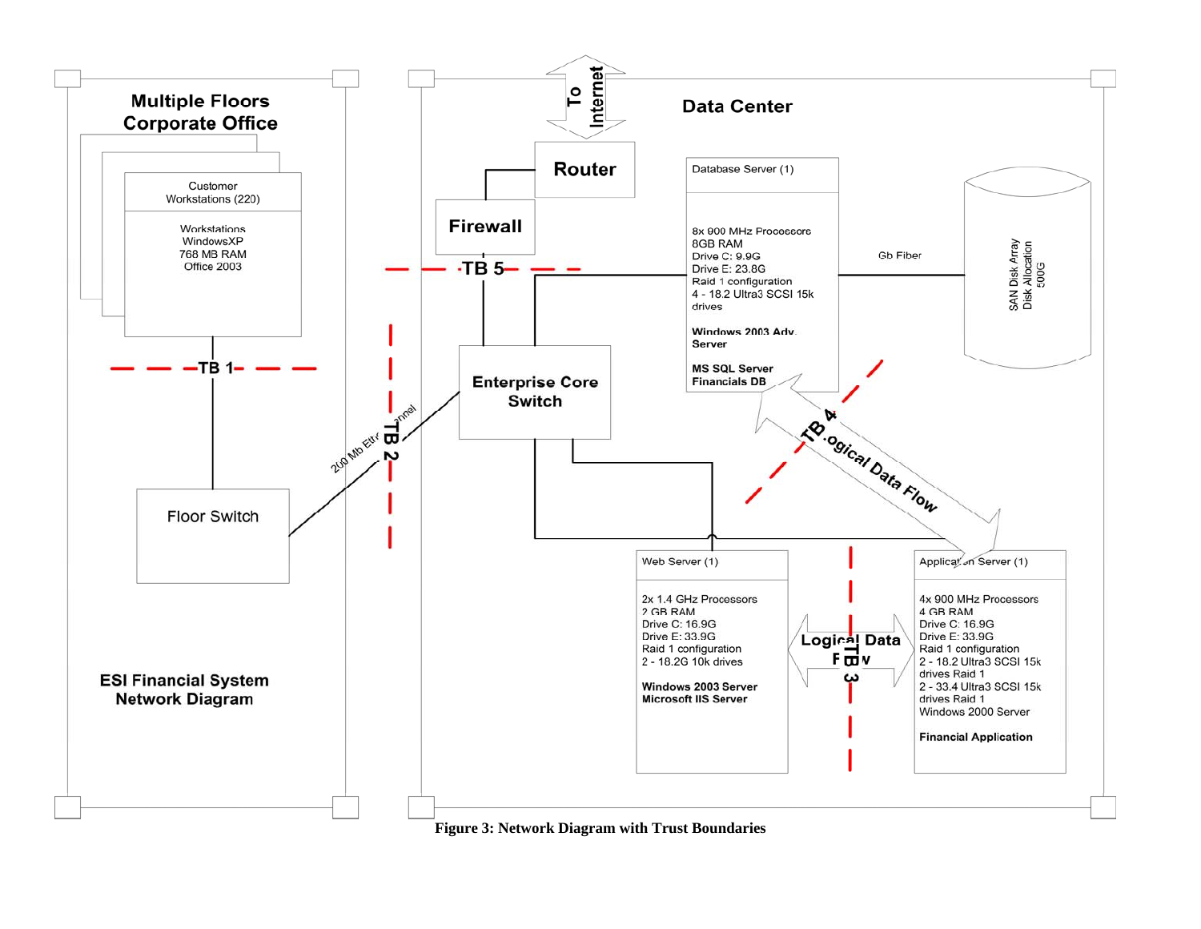**Multiple Floors Corporate Office**

Customer Workstations (220)

Workstations
WindowsXP
768 MB RAM
Office 2003

TB 1

Floor Switch

200 Mb Ethernet Channel

TB 2

**ESI Financial System Network Diagram**

**Data Center**

To Internet

Router

Firewall

TB 5

Enterprise Core Switch

Database Server (1)

8x 900 MHz Processors
8GB RAM
Drive C: 9.9G
Drive E: 23.8G
Raid 1 configuration
4 - 18.2 Ultra3 SCSI 15k drives

**Windows 2003 Adv. Server**

**MS SQL Server Financials DB**

Gb Fiber

SAN Disk Array
Disk Allocation
500G

TB 4

Logical Data Flow

Web Server (1)

2x 1.4 GHz Processors
2 GB RAM
Drive C: 16.9G
Drive E: 33.9G
Raid 1 configuration
2 - 18.2G 10k drives

**Windows 2003 Server**
**Microsoft IIS Server**

Logical Data Flow

TB 3

Application Server (1)

4x 900 MHz Processors
4 GB RAM
Drive C: 16.9G
Drive E: 33.9G
Raid 1 configuration
2 - 18.2 Ultra3 SCSI 15k drives Raid 1
2 - 33.4 Ultra3 SCSI 15k drives Raid 1
Windows 2000 Server

**Financial Application**

**Figure 3: Network Diagram with Trust Boundaries**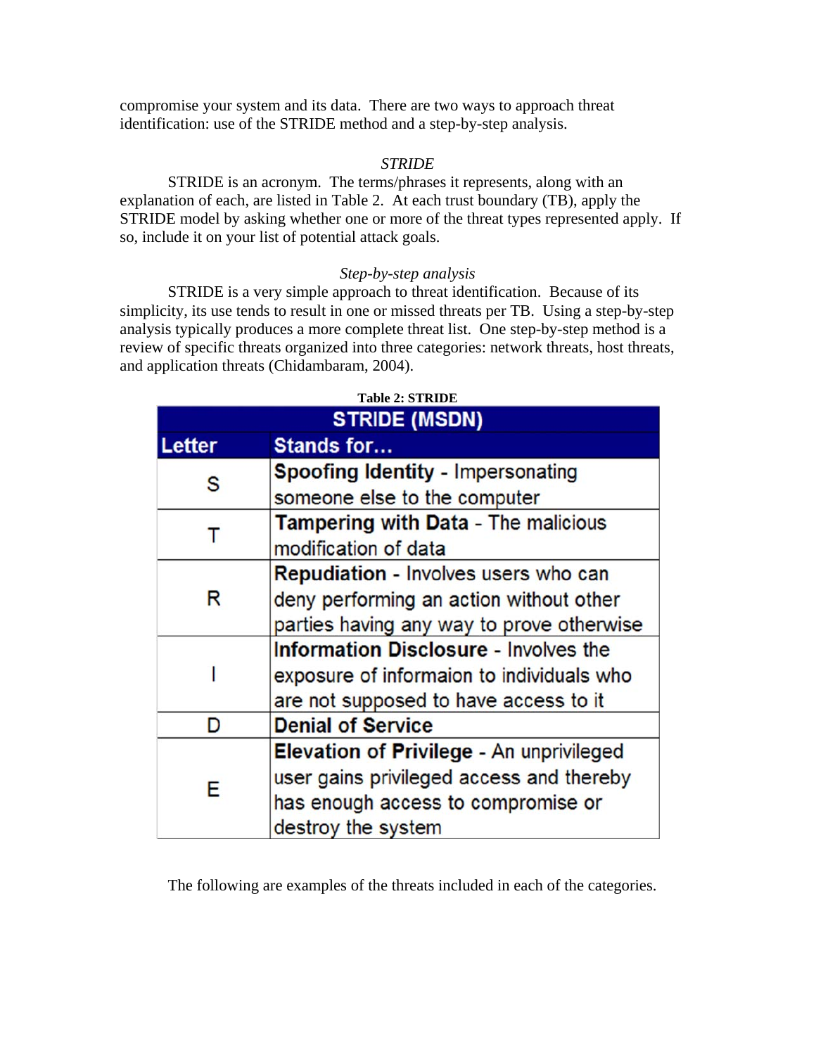compromise your system and its data. There are two ways to approach threat identification: use of the STRIDE method and a step-by-step analysis.

*STRIDE*

STRIDE is an acronym. The terms/phrases it represents, along with an explanation of each, are listed in Table 2. At each trust boundary (TB), apply the STRIDE model by asking whether one or more of the threat types represented apply. If so, include it on your list of potential attack goals.

*Step-by-step analysis*

STRIDE is a very simple approach to threat identification. Because of its simplicity, its use tends to result in one or missed threats per TB. Using a step-by-step analysis typically produces a more complete threat list. One step-by-step method is a review of specific threats organized into three categories: network threats, host threats, and application threats (Chidambaram, 2004).

**Table 2: STRIDE**

| STRIDE (MSDN) | |
|---|---|
| **Letter** | **Stands for…** |
| S | **Spoofing Identity** - Impersonating someone else to the computer |
| T | **Tampering with Data** - The malicious modification of data |
| R | **Repudiation** - Involves users who can deny performing an action without other parties having any way to prove otherwise |
| I | **Information Disclosure** - Involves the exposure of informaion to individuals who are not supposed to have access to it |
| D | **Denial of Service** |
| E | **Elevation of Privilege** - An unprivileged user gains privileged access and thereby has enough access to compromise or destroy the system |

The following are examples of the threats included in each of the categories.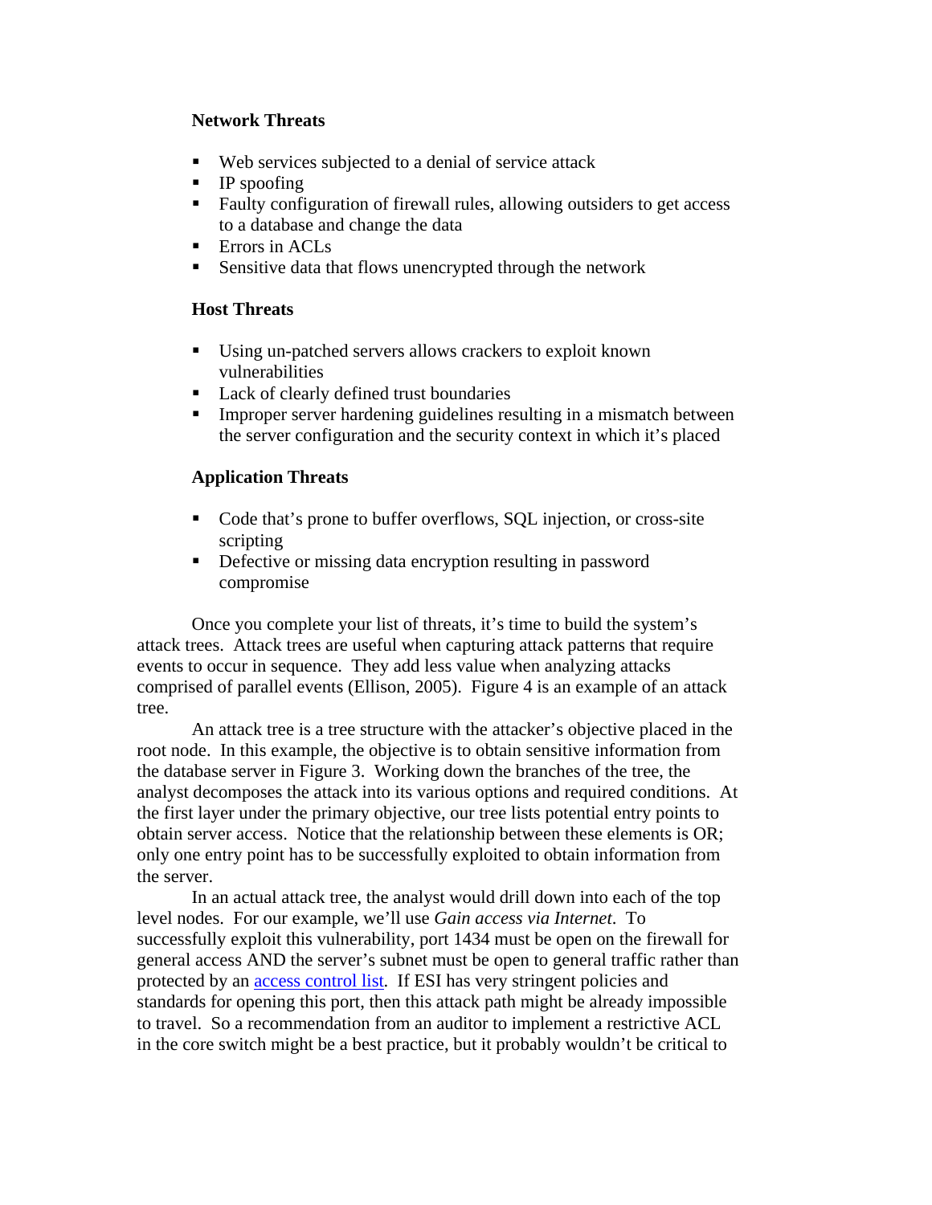**Network Threats**

- Web services subjected to a denial of service attack
- IP spoofing
- Faulty configuration of firewall rules, allowing outsiders to get access to a database and change the data
- Errors in ACLs
- Sensitive data that flows unencrypted through the network

**Host Threats**

- Using un-patched servers allows crackers to exploit known vulnerabilities
- Lack of clearly defined trust boundaries
- Improper server hardening guidelines resulting in a mismatch between the server configuration and the security context in which it's placed

**Application Threats**

- Code that's prone to buffer overflows, SQL injection, or cross-site scripting
- Defective or missing data encryption resulting in password compromise

Once you complete your list of threats, it's time to build the system's attack trees. Attack trees are useful when capturing attack patterns that require events to occur in sequence. They add less value when analyzing attacks comprised of parallel events (Ellison, 2005). Figure 4 is an example of an attack tree.

An attack tree is a tree structure with the attacker's objective placed in the root node. In this example, the objective is to obtain sensitive information from the database server in Figure 3. Working down the branches of the tree, the analyst decomposes the attack into its various options and required conditions. At the first layer under the primary objective, our tree lists potential entry points to obtain server access. Notice that the relationship between these elements is OR; only one entry point has to be successfully exploited to obtain information from the server.

In an actual attack tree, the analyst would drill down into each of the top level nodes. For our example, we'll use *Gain access via Internet*. To successfully exploit this vulnerability, port 1434 must be open on the firewall for general access AND the server's subnet must be open to general traffic rather than protected by an access control list. If ESI has very stringent policies and standards for opening this port, then this attack path might be already impossible to travel. So a recommendation from an auditor to implement a restrictive ACL in the core switch might be a best practice, but it probably wouldn't be critical to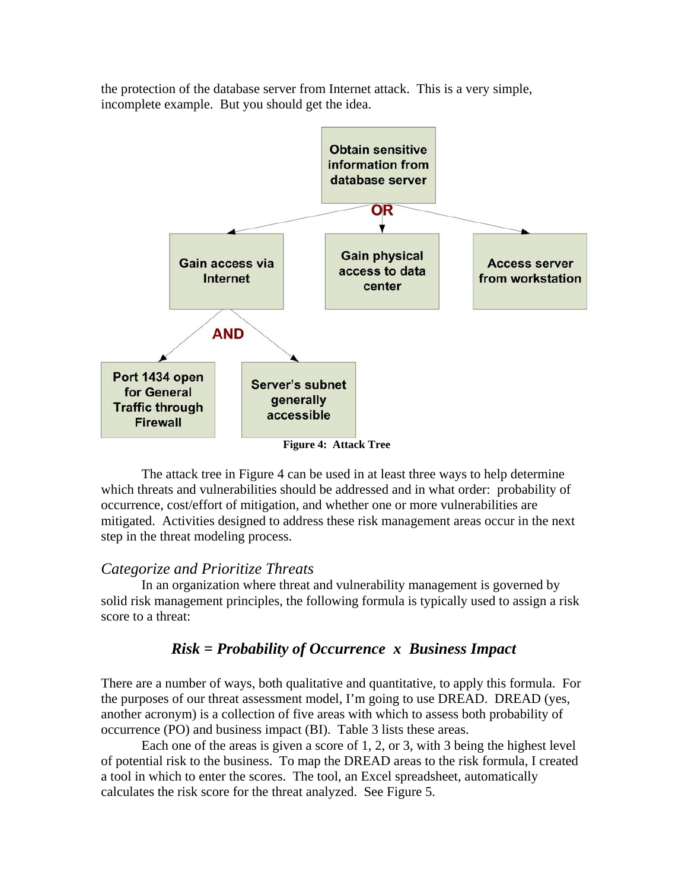the protection of the database server from Internet attack. This is a very simple, incomplete example. But you should get the idea.

Figure 4: Attack Tree

The attack tree in Figure 4 can be used in at least three ways to help determine which threats and vulnerabilities should be addressed and in what order: probability of occurrence, cost/effort of mitigation, and whether one or more vulnerabilities are mitigated. Activities designed to address these risk management areas occur in the next step in the threat modeling process.

### *Categorize and Prioritize Threats*

In an organization where threat and vulnerability management is governed by solid risk management principles, the following formula is typically used to assign a risk score to a threat:

***Risk = Probability of Occurrence x Business Impact***

There are a number of ways, both qualitative and quantitative, to apply this formula. For the purposes of our threat assessment model, I'm going to use DREAD. DREAD (yes, another acronym) is a collection of five areas with which to assess both probability of occurrence (PO) and business impact (BI). Table 3 lists these areas.

Each one of the areas is given a score of 1, 2, or 3, with 3 being the highest level of potential risk to the business. To map the DREAD areas to the risk formula, I created a tool in which to enter the scores. The tool, an Excel spreadsheet, automatically calculates the risk score for the threat analyzed. See Figure 5.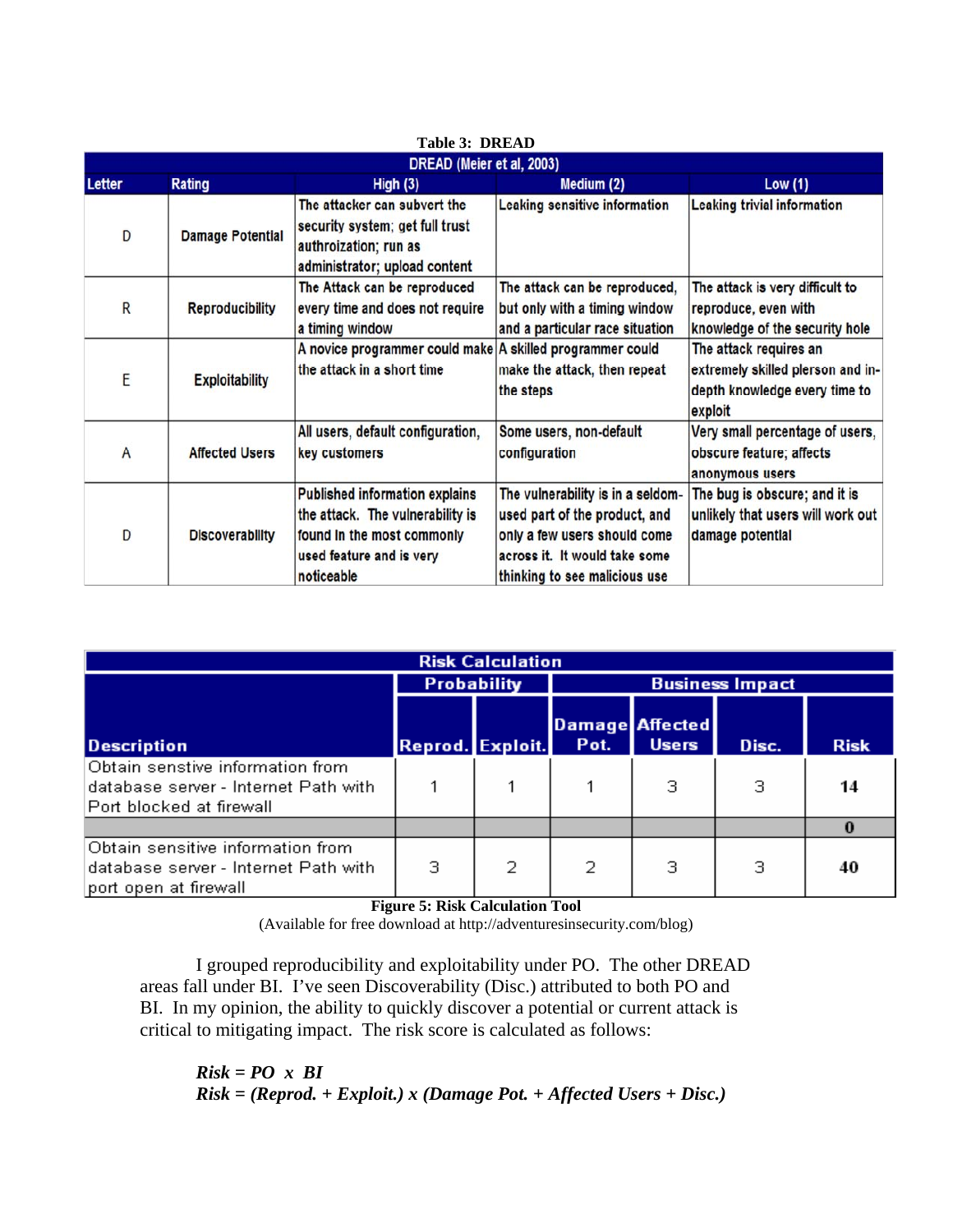**Table 3: DREAD**

| DREAD (Meier et al, 2003) | | | | |
|---|---|---|---|---|
| **Letter** | **Rating** | **High (3)** | **Medium (2)** | **Low (1)** |
| D | Damage Potential | The attacker can subvert the security system; get full trust authroization; run as administrator; upload content | Leaking sensitive information | Leaking trivial information |
| R | Reproducibility | The Attack can be reproduced every time and does not require a timing window | The attack can be reproduced, but only with a timing window and a particular race situation | The attack is very difficult to reproduce, even with knowledge of the security hole |
| E | Exploitability | A novice programmer could make the attack in a short time | A skilled programmer could make the attack, then repeat the steps | The attack requires an extremely skilled plerson and in-depth knowledge every time to exploit |
| A | Affected Users | All users, default configuration, key customers | Some users, non-default configuration | Very small percentage of users, obscure feature; affects anonymous users |
| D | Discoverability | Published information explains the attack. The vulnerability is found in the most commonly used feature and is very noticeable | The vulnerability is in a seldom-used part of the product, and only a few users should come across it. It would take some thinking to see malicious use | The bug is obscure; and it is unlikely that users will work out damage potential |

| Risk Calculation | | | | | | |
|---|---|---|---|---|---|---|
| | Probability | | Business Impact | | | |
| **Description** | **Reprod.** | **Exploit.** | **Damage Pot.** | **Affected Users** | **Disc.** | **Risk** |
| Obtain senstive information from database server - Internet Path with Port blocked at firewall | 1 | 1 | 1 | 3 | 3 | **14** |
| | | | | | | **0** |
| Obtain sensitive information from database server - Internet Path with port open at firewall | 3 | 2 | 2 | 3 | 3 | **40** |

**Figure 5: Risk Calculation Tool**
(Available for free download at http://adventuresinsecurity.com/blog)

I grouped reproducibility and exploitability under PO. The other DREAD areas fall under BI. I've seen Discoverability (Disc.) attributed to both PO and BI. In my opinion, the ability to quickly discover a potential or current attack is critical to mitigating impact. The risk score is calculated as follows:

***Risk = PO x BI***
***Risk = (Reprod. + Exploit.) x (Damage Pot. + Affected Users + Disc.)***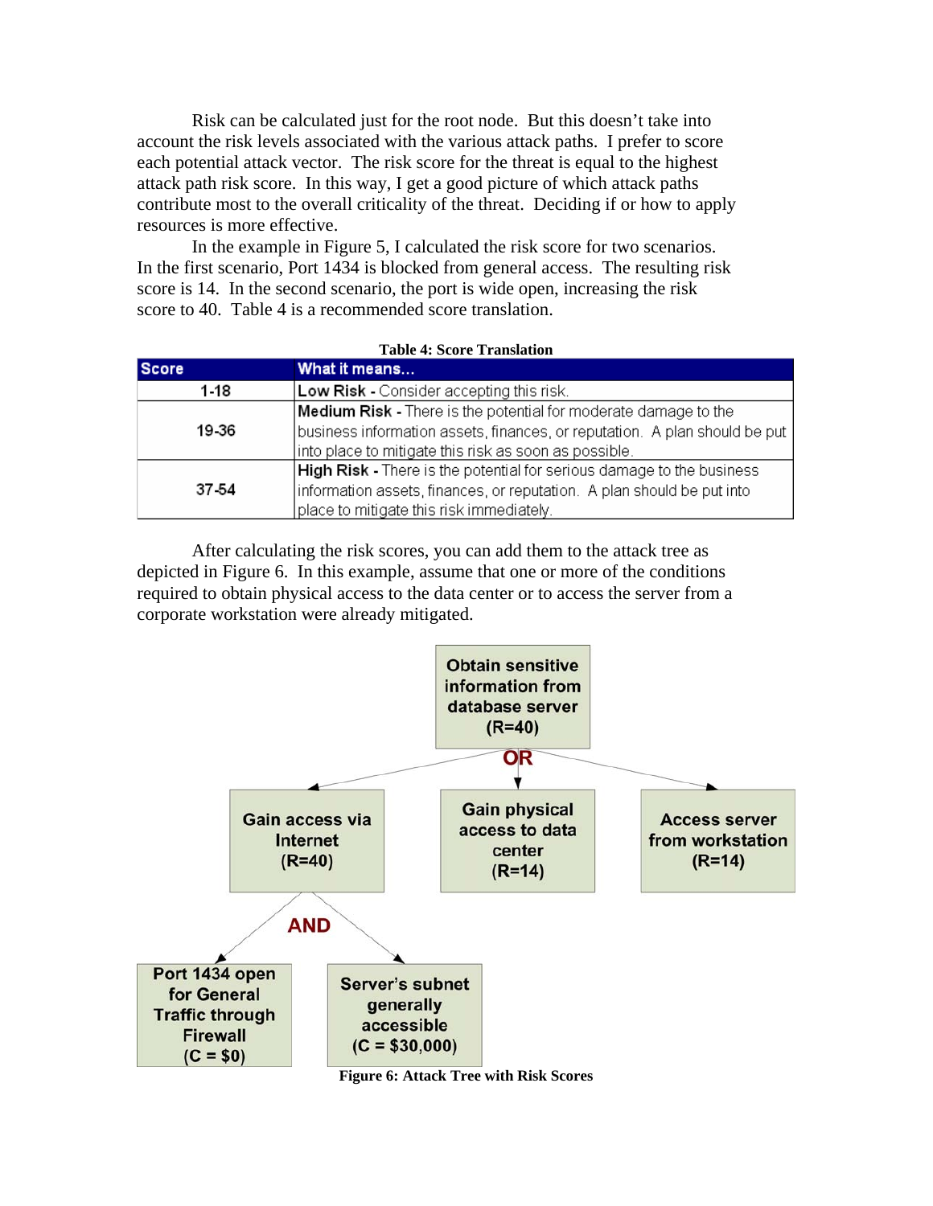Risk can be calculated just for the root node. But this doesn't take into account the risk levels associated with the various attack paths. I prefer to score each potential attack vector. The risk score for the threat is equal to the highest attack path risk score. In this way, I get a good picture of which attack paths contribute most to the overall criticality of the threat. Deciding if or how to apply resources is more effective.

In the example in Figure 5, I calculated the risk score for two scenarios. In the first scenario, Port 1434 is blocked from general access. The resulting risk score is 14. In the second scenario, the port is wide open, increasing the risk score to 40. Table 4 is a recommended score translation.

**Table 4: Score Translation**

| Score | What it means... |
|---|---|
| 1-18 | **Low Risk -** Consider accepting this risk. |
| 19-36 | **Medium Risk -** There is the potential for moderate damage to the business information assets, finances, or reputation. A plan should be put into place to mitigate this risk as soon as possible. |
| 37-54 | **High Risk -** There is the potential for serious damage to the business information assets, finances, or reputation. A plan should be put into place to mitigate this risk immediately. |

After calculating the risk scores, you can add them to the attack tree as depicted in Figure 6. In this example, assume that one or more of the conditions required to obtain physical access to the data center or to access the server from a corporate workstation were already mitigated.

```
Obtain sensitive information from database server (R=40)
  OR
  ├── Gain access via Internet (R=40)
  │     AND
  │     ├── Port 1434 open for General Traffic through Firewall (C = $0)
  │     └── Server's subnet generally accessible (C = $30,000)
  ├── Gain physical access to data center (R=14)
  └── Access server from workstation (R=14)
```

**Figure 6: Attack Tree with Risk Scores**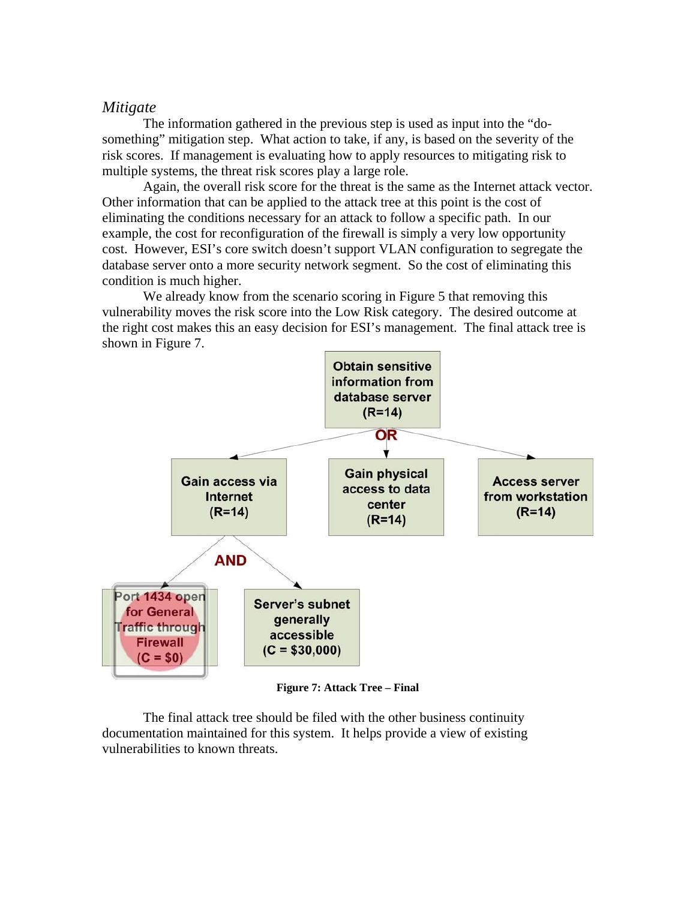*Mitigate*

The information gathered in the previous step is used as input into the "do-something" mitigation step. What action to take, if any, is based on the severity of the risk scores. If management is evaluating how to apply resources to mitigating risk to multiple systems, the threat risk scores play a large role.

Again, the overall risk score for the threat is the same as the Internet attack vector. Other information that can be applied to the attack tree at this point is the cost of eliminating the conditions necessary for an attack to follow a specific path. In our example, the cost for reconfiguration of the firewall is simply a very low opportunity cost. However, ESI's core switch doesn't support VLAN configuration to segregate the database server onto a more security network segment. So the cost of eliminating this condition is much higher.

We already know from the scenario scoring in Figure 5 that removing this vulnerability moves the risk score into the Low Risk category. The desired outcome at the right cost makes this an easy decision for ESI's management. The final attack tree is shown in Figure 7.

**Figure 7: Attack Tree – Final**

The final attack tree should be filed with the other business continuity documentation maintained for this system. It helps provide a view of existing vulnerabilities to known threats.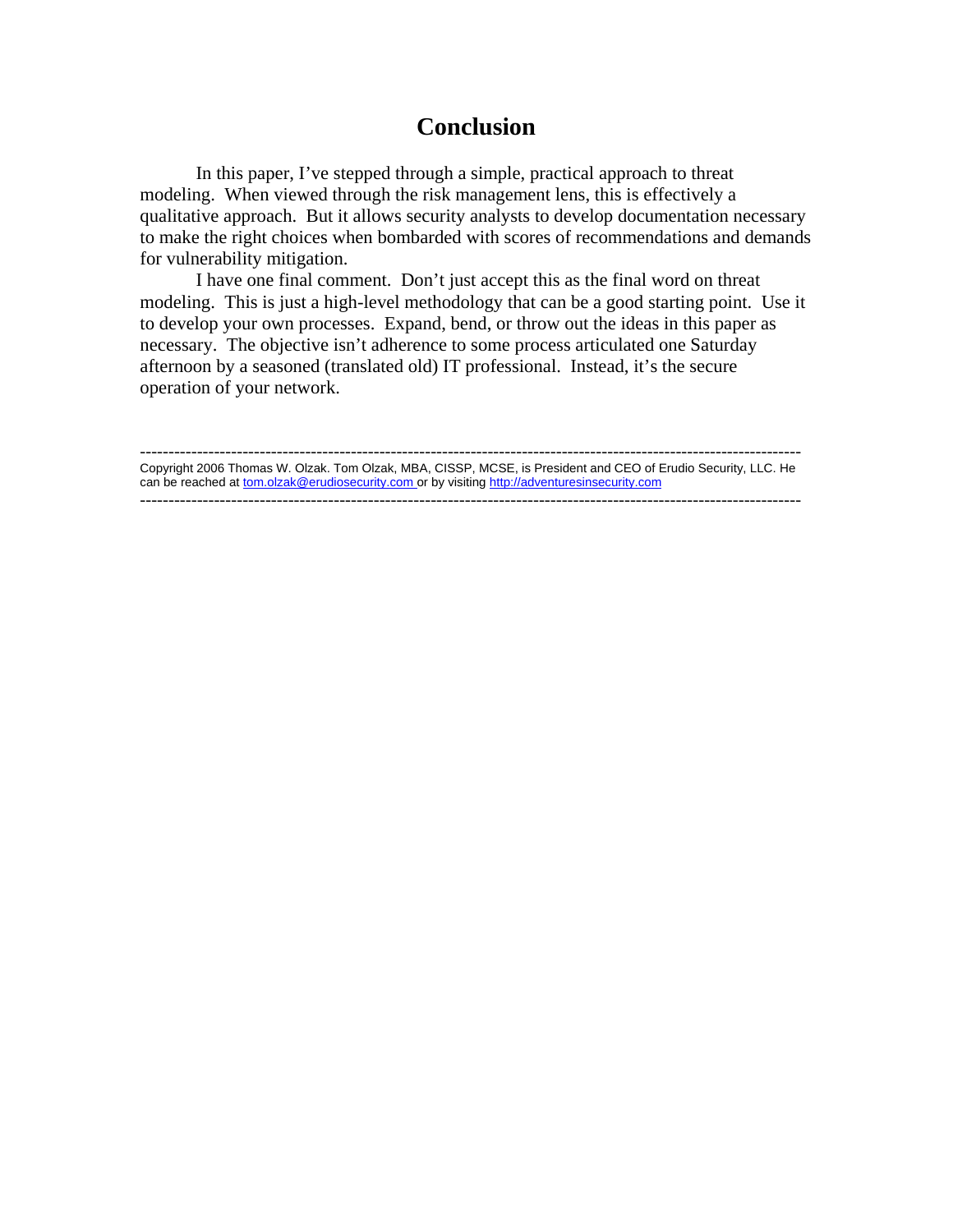# Conclusion

In this paper, I've stepped through a simple, practical approach to threat modeling. When viewed through the risk management lens, this is effectively a qualitative approach. But it allows security analysts to develop documentation necessary to make the right choices when bombarded with scores of recommendations and demands for vulnerability mitigation.

I have one final comment. Don't just accept this as the final word on threat modeling. This is just a high-level methodology that can be a good starting point. Use it to develop your own processes. Expand, bend, or throw out the ideas in this paper as necessary. The objective isn't adherence to some process articulated one Saturday afternoon by a seasoned (translated old) IT professional. Instead, it's the secure operation of your network.

---

Copyright 2006 Thomas W. Olzak. Tom Olzak, MBA, CISSP, MCSE, is President and CEO of Erudio Security, LLC. He can be reached at tom.olzak@erudiosecurity.com or by visiting http://adventuresinsecurity.com

---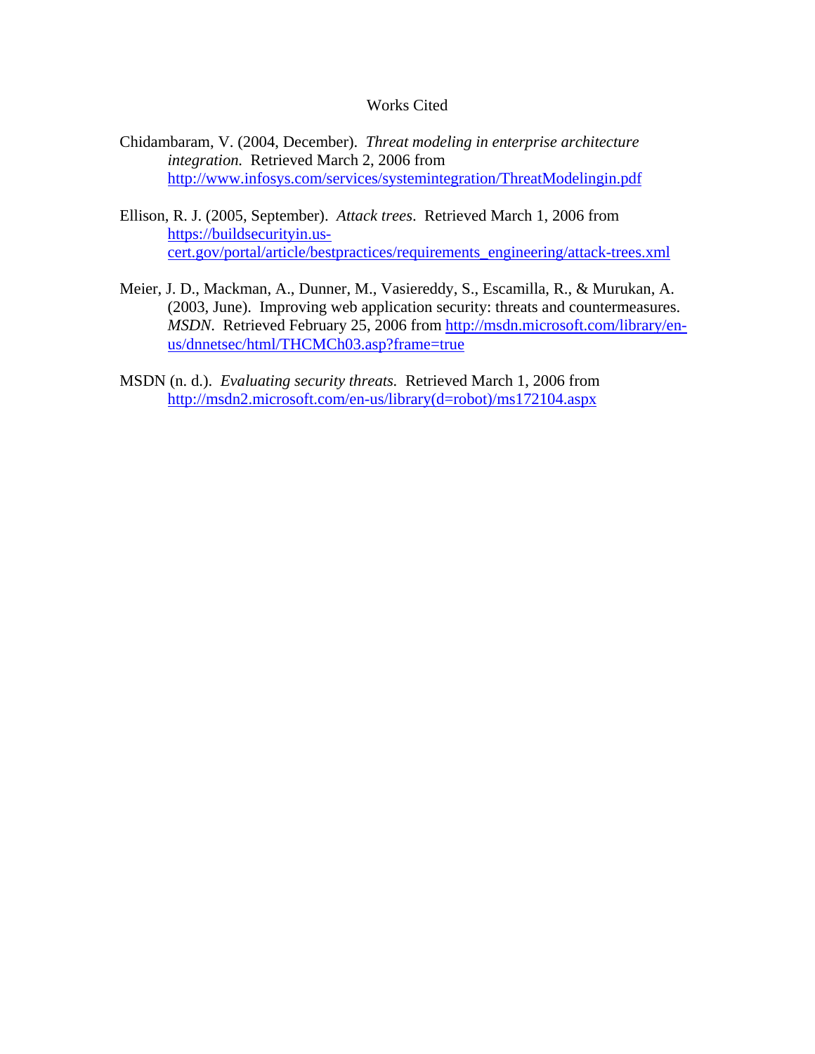# Works Cited

Chidambaram, V. (2004, December). *Threat modeling in enterprise architecture integration.* Retrieved March 2, 2006 from http://www.infosys.com/services/systemintegration/ThreatModelingin.pdf

Ellison, R. J. (2005, September). *Attack trees*. Retrieved March 1, 2006 from https://buildsecurityin.us-cert.gov/portal/article/bestpractices/requirements_engineering/attack-trees.xml

Meier, J. D., Mackman, A., Dunner, M., Vasiereddy, S., Escamilla, R., & Murukan, A. (2003, June). Improving web application security: threats and countermeasures. *MSDN*. Retrieved February 25, 2006 from http://msdn.microsoft.com/library/en-us/dnnetsec/html/THCMCh03.asp?frame=true

MSDN (n. d.). *Evaluating security threats.* Retrieved March 1, 2006 from http://msdn2.microsoft.com/en-us/library(d=robot)/ms172104.aspx